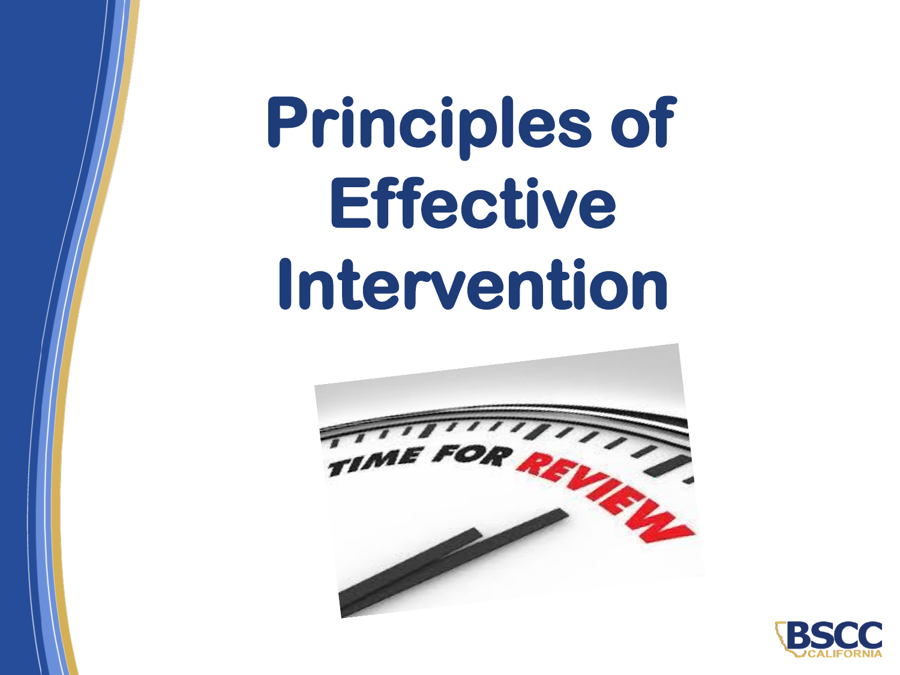# Principles of Effective Intervention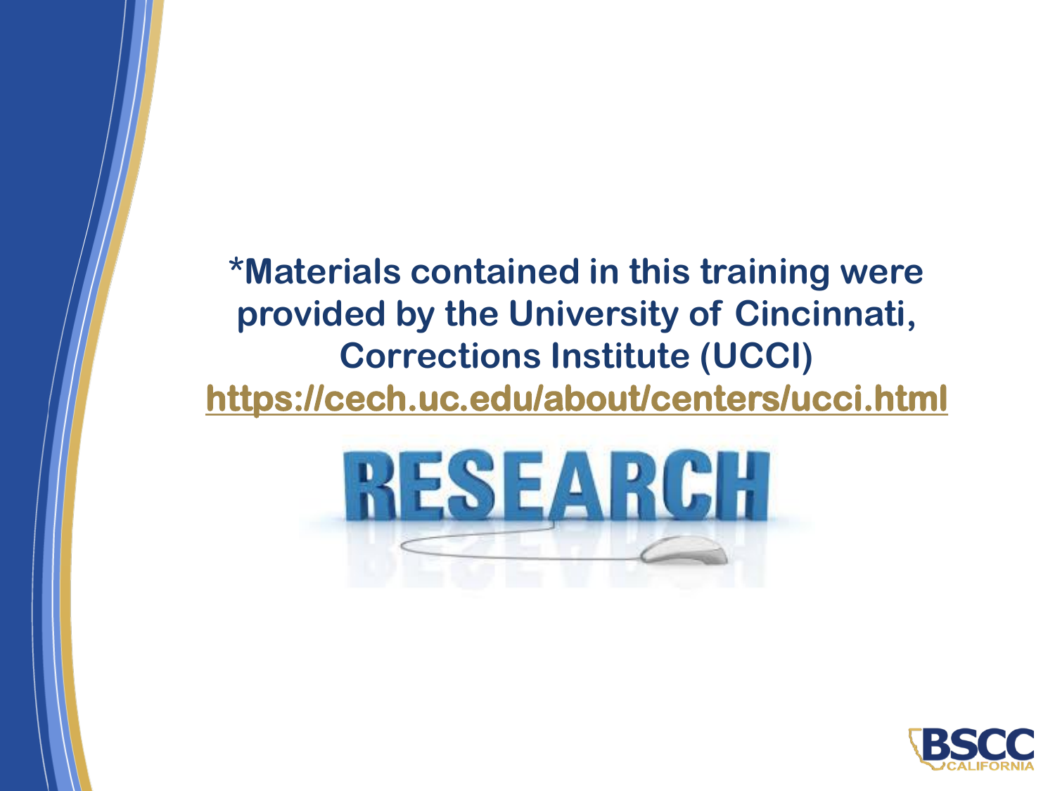**\*Materials contained in this training were provided by the University of Cincinnati, Corrections Institute (UCCI)**

**https://cech.uc.edu/about/centers/ucci.html**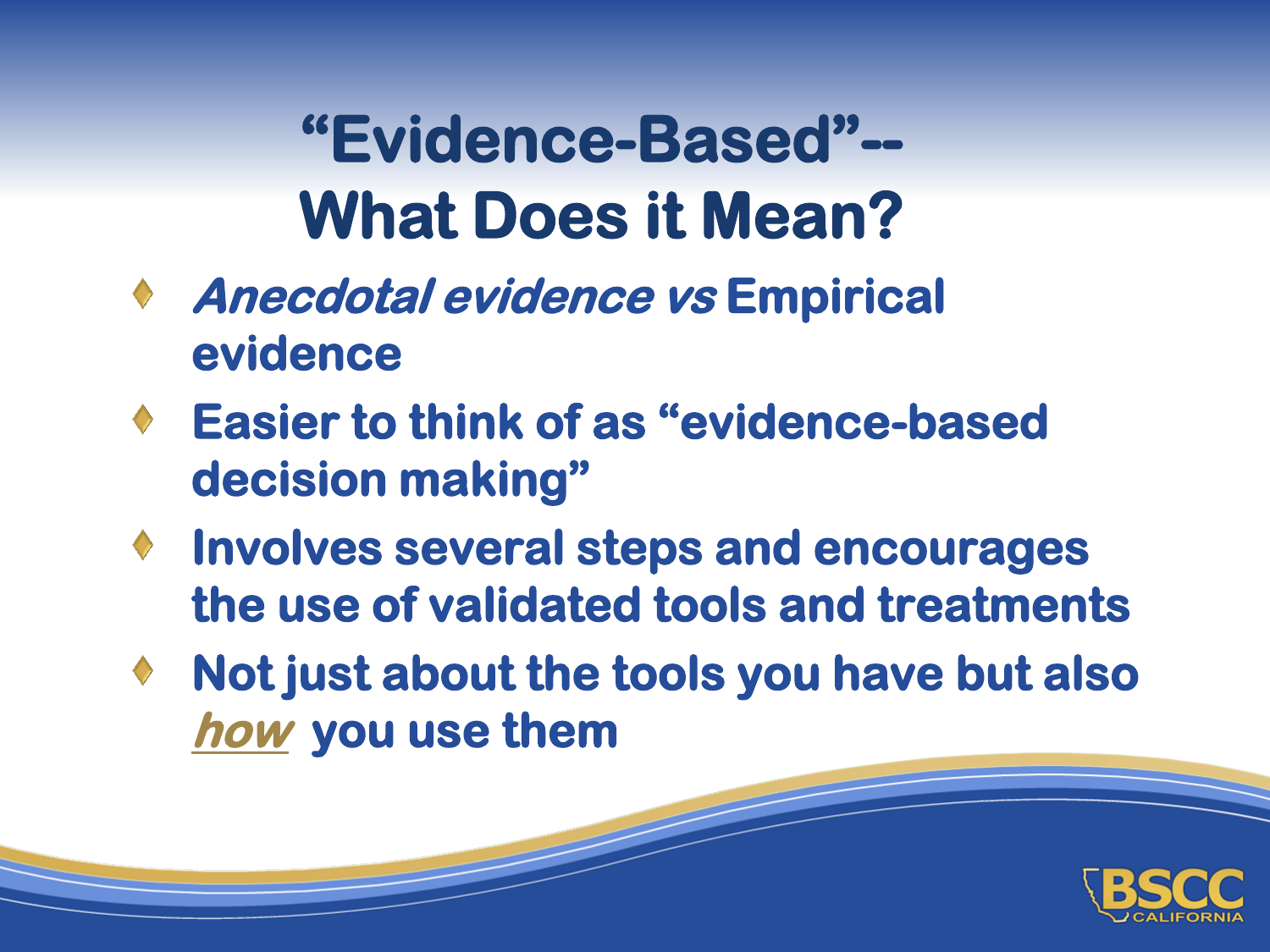# "Evidence-Based"-- What Does it Mean?

- *Anecdotal evidence vs* **Empirical evidence**
- **Easier to think of as "evidence-based decision making"**
- **Involves several steps and encourages the use of validated tools and treatments**
- **Not just about the tools you have but also *how* you use them**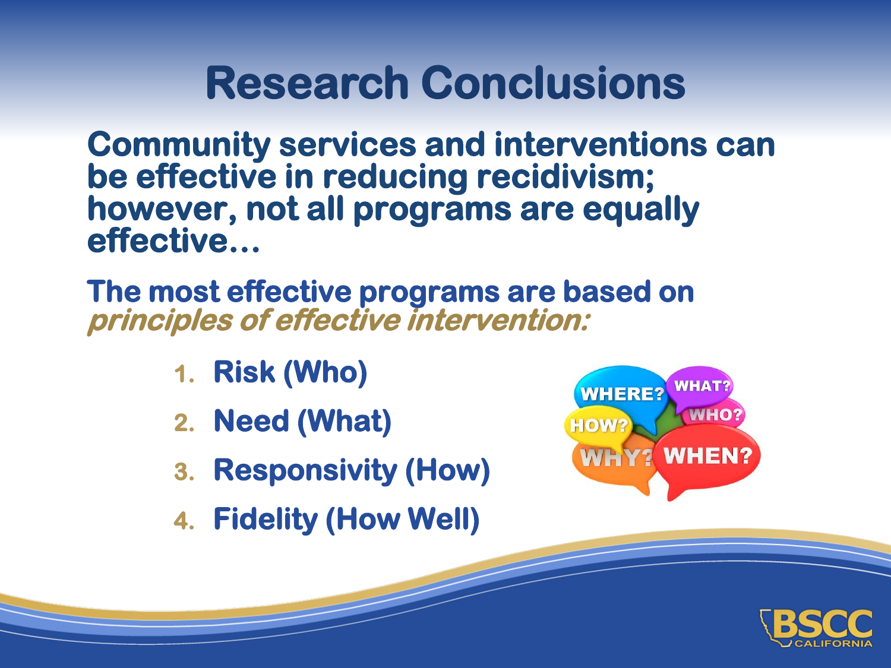# Research Conclusions

**Community services and interventions can be effective in reducing recidivism; however, not all programs are equally effective…**

**The most effective programs are based on** ***principles of effective intervention:***

1. **Risk (Who)**
2. **Need (What)**
3. **Responsivity (How)**
4. **Fidelity (How Well)**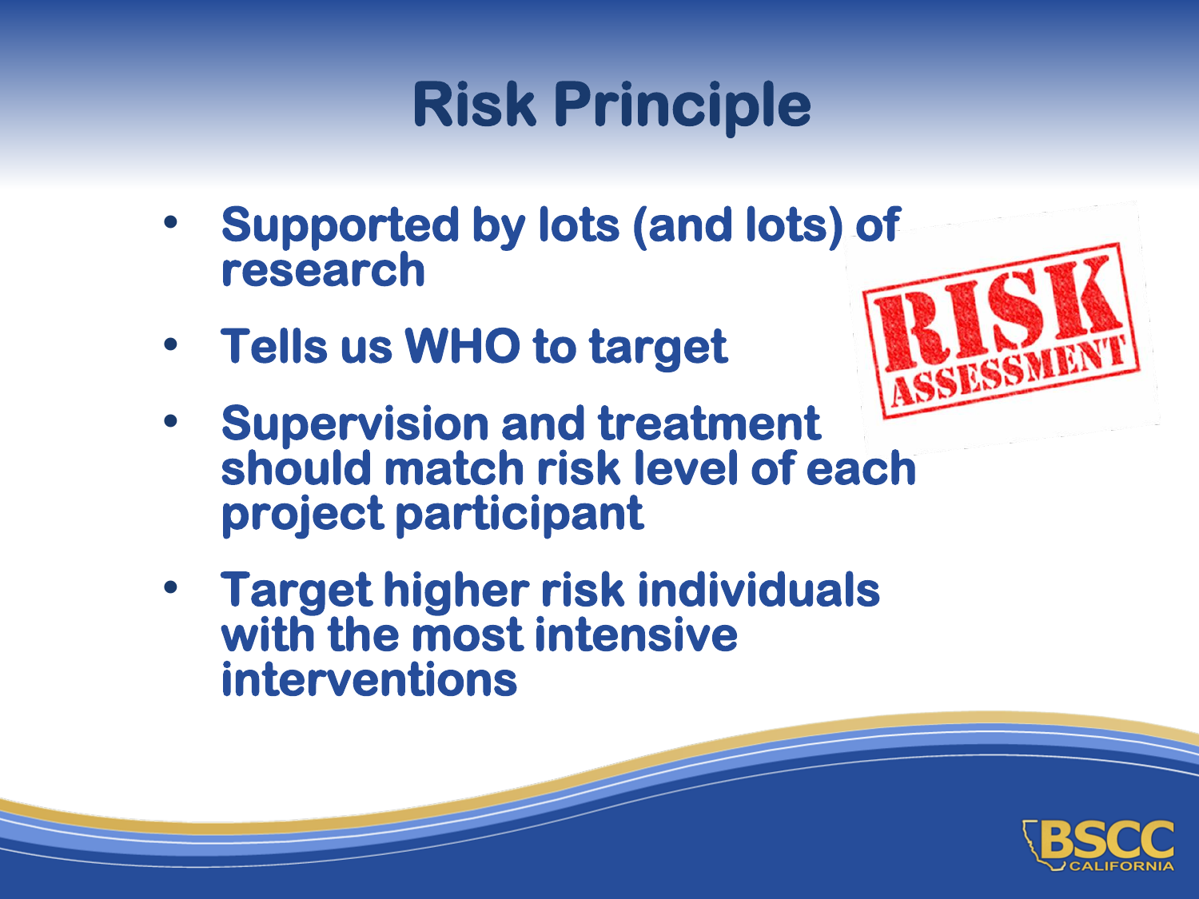# Risk Principle

- Supported by lots (and lots) of research
- Tells us WHO to target
- Supervision and treatment should match risk level of each project participant
- Target higher risk individuals with the most intensive interventions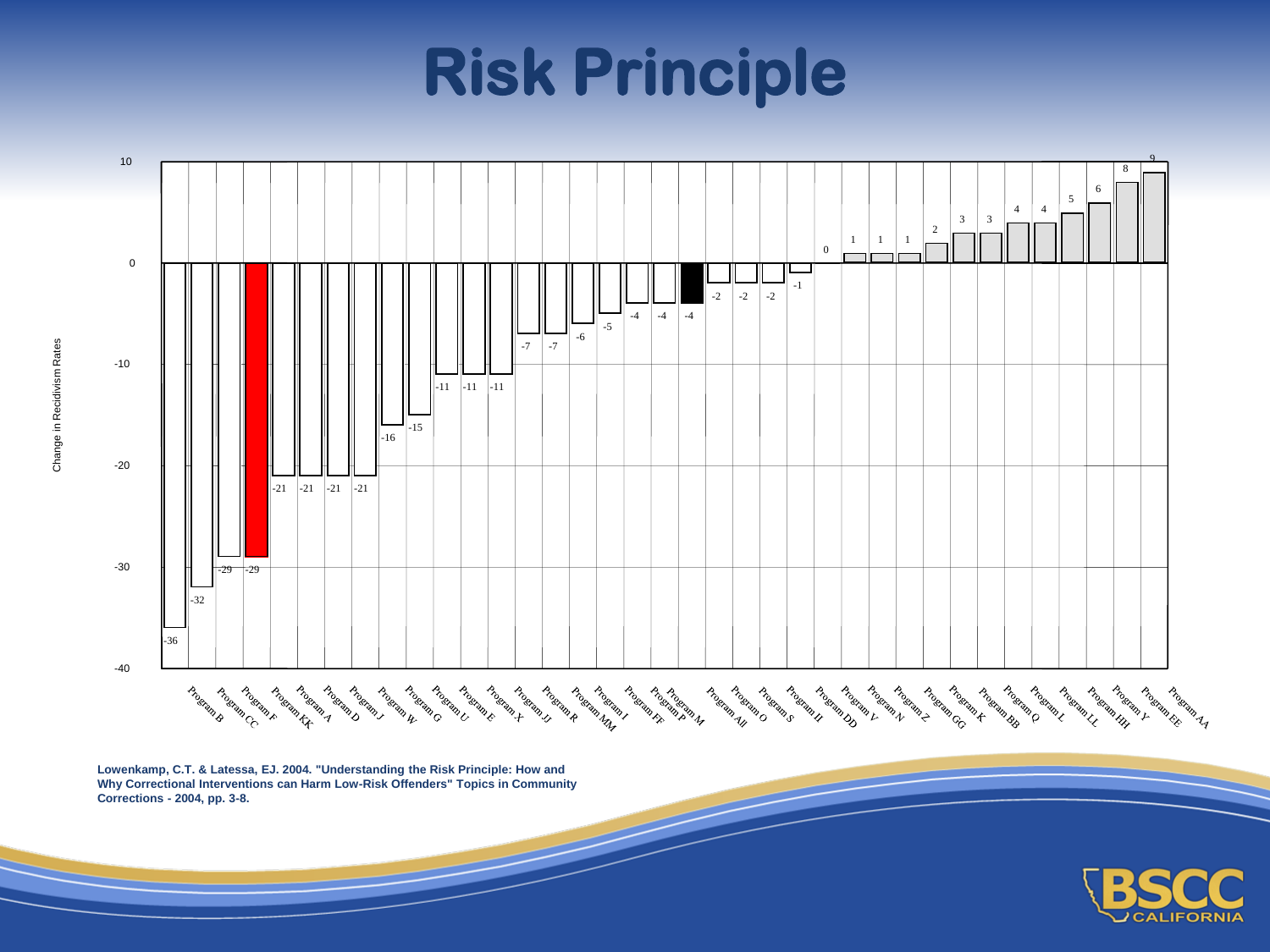# Risk Principle

Change in Recidivism Rates

| Program | Change in Recidivism Rates |
|---|---|
| Program B | -36 |
| Program CC | -32 |
| Program F | -29 |
| Program KK | -29 |
| Program A | -21 |
| Program D | -21 |
| Program J | -21 |
| Program W | -21 |
| Program G | -16 |
| Program U | -15 |
| Program E | -11 |
| Program X | -11 |
| Program JJ | -11 |
| Program R | -7 |
| Program MM | -7 |
| Program I | -6 |
| Program FF | -5 |
| Program P | -4 |
| Program M | -4 |
| Program All | -4 |
| Program O | -2 |
| Program S | -2 |
| Program II | -2 |
| Program DD | -1 |
| Program V | 0 |
| Program N | 1 |
| Program Z | 1 |
| Program GG | 1 |
| Program K | 2 |
| Program BB | 3 |
| Program Q | 3 |
| Program L | 4 |
| Program LL | 4 |
| Program HH | 5 |
| Program Y | 6 |
| Program EE | 8 |
| Program AA | 9 |

**Lowenkamp, C.T. & Latessa, EJ. 2004. "Understanding the Risk Principle: How and Why Correctional Interventions can Harm Low-Risk Offenders" Topics in Community Corrections - 2004, pp. 3-8.**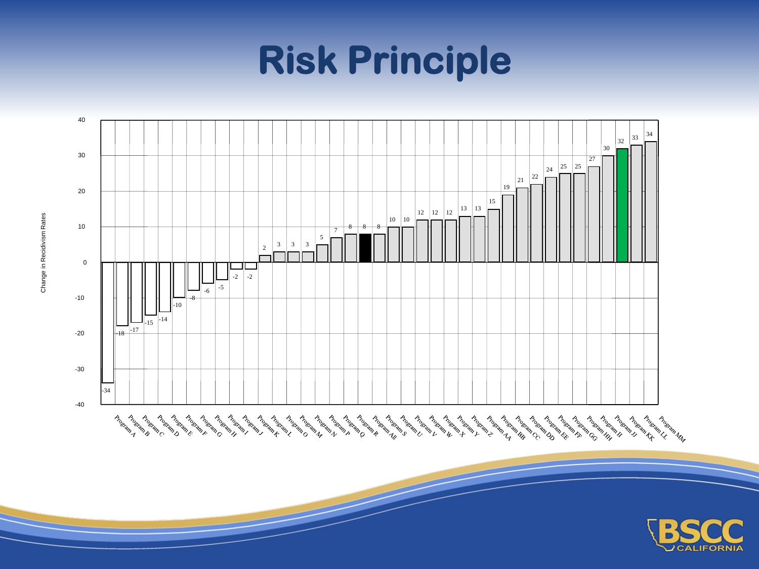# Risk Principle

| Program | Change in Recidivism Rates |
|---|---|
| Program A | -34 |
| Program B | -18 |
| Program C | -17 |
| Program D | -15 |
| Program E | -14 |
| Program F | -10 |
| Program G | -8 |
| Program H | -6 |
| Program I | -5 |
| Program J | -2 |
| Program K | -2 |
| Program L | 2 |
| Program O | 3 |
| Program M | 3 |
| Program N | 3 |
| Program P | 5 |
| Program Q | 7 |
| Program R | 8 |
| Program All | 8 |
| Program S | 8 |
| Program U | 10 |
| Program V | 10 |
| Program W | 12 |
| Program X | 12 |
| Program Y | 12 |
| Program Z | 13 |
| Program AA | 13 |
| Program BB | 15 |
| Program CC | 19 |
| Program DD | 21 |
| Program EE | 22 |
| Program FF | 24 |
| Program GG | 25 |
| Program HH | 25 |
| Program II | 27 |
| Program JJ | 30 |
| Program KK | 32 |
| Program LL | 33 |
| Program MM | 34 |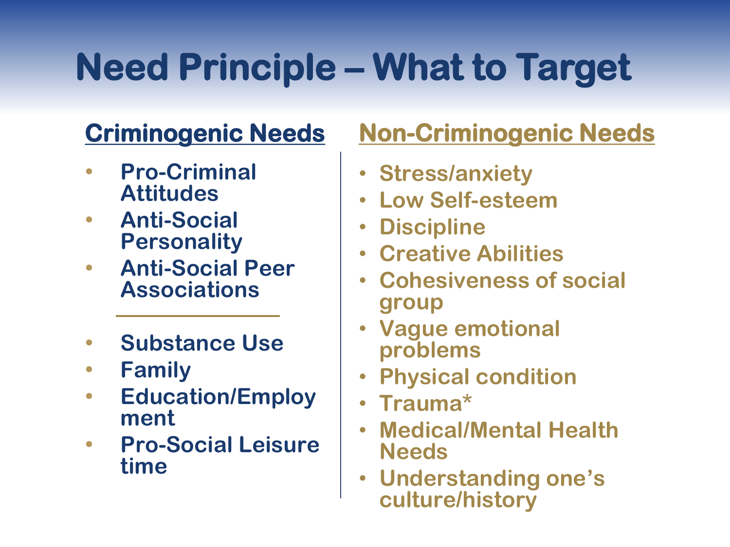# Need Principle – What to Target

## Criminogenic Needs

- **Pro-Criminal Attitudes**
- **Anti-Social Personality**
- **Anti-Social Peer Associations**

---

- **Substance Use**
- **Family**
- **Education/Employment**
- **Pro-Social Leisure time**

## Non-Criminogenic Needs

- Stress/anxiety
- Low Self-esteem
- Discipline
- Creative Abilities
- Cohesiveness of social group
- Vague emotional problems
- Physical condition
- Trauma*
- Medical/Mental Health Needs
- Understanding one's culture/history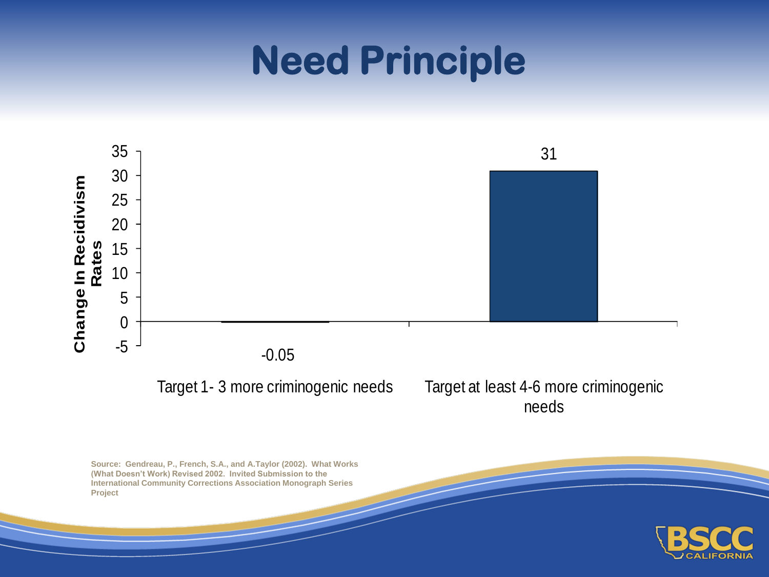# Need Principle

| | Change In Recidivism Rates |
| --- | --- |
| Target 1- 3 more criminogenic needs | -0.05 |
| Target at least 4-6 more criminogenic needs | 31 |

Source: Gendreau, P., French, S.A., and A.Taylor (2002). What Works (What Doesn't Work) Revised 2002. Invited Submission to the International Community Corrections Association Monograph Series Project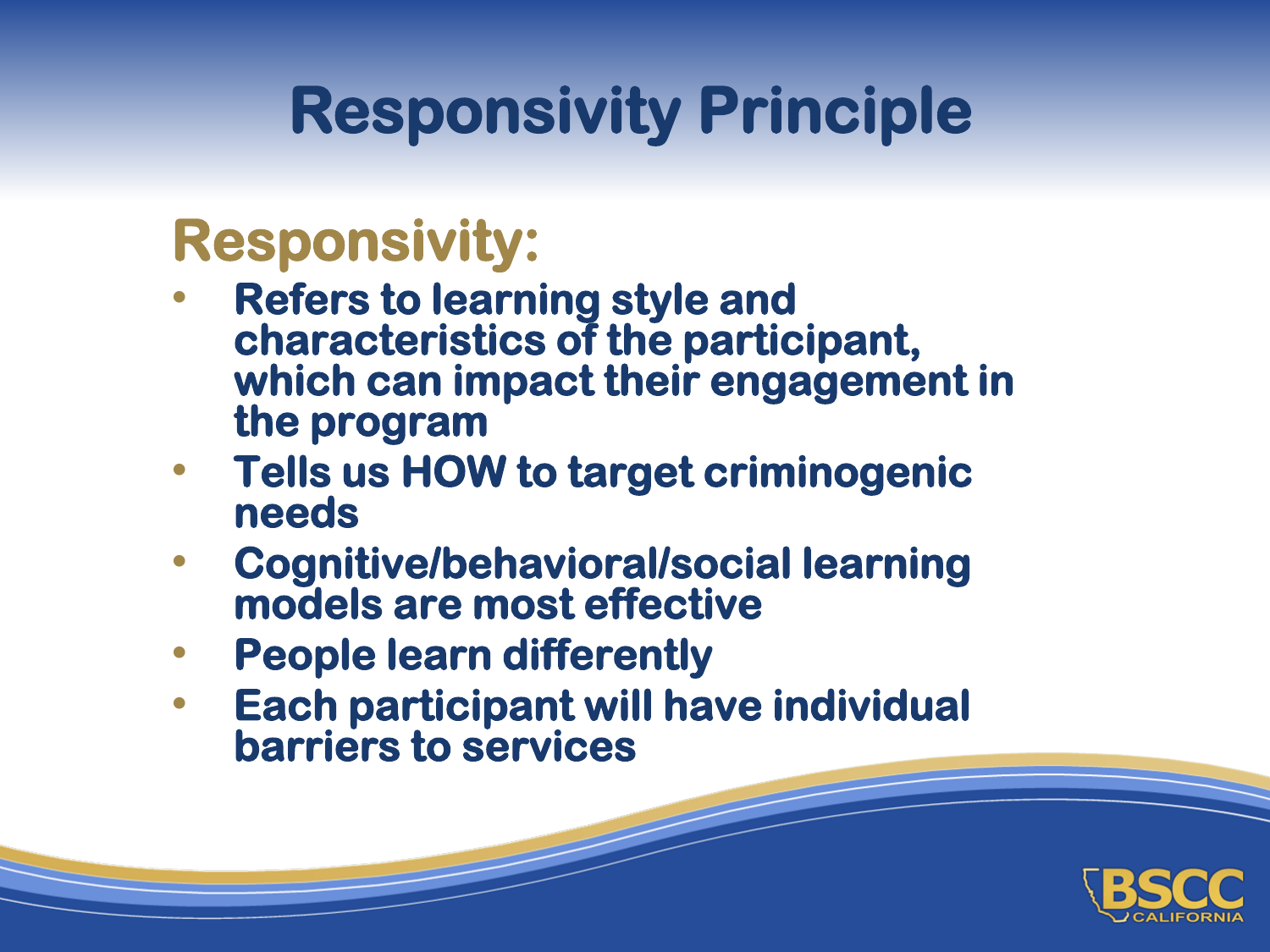# Responsivity Principle

## Responsivity:

- Refers to learning style and characteristics of the participant, which can impact their engagement in the program
- Tells us HOW to target criminogenic needs
- Cognitive/behavioral/social learning models are most effective
- People learn differently
- Each participant will have individual barriers to services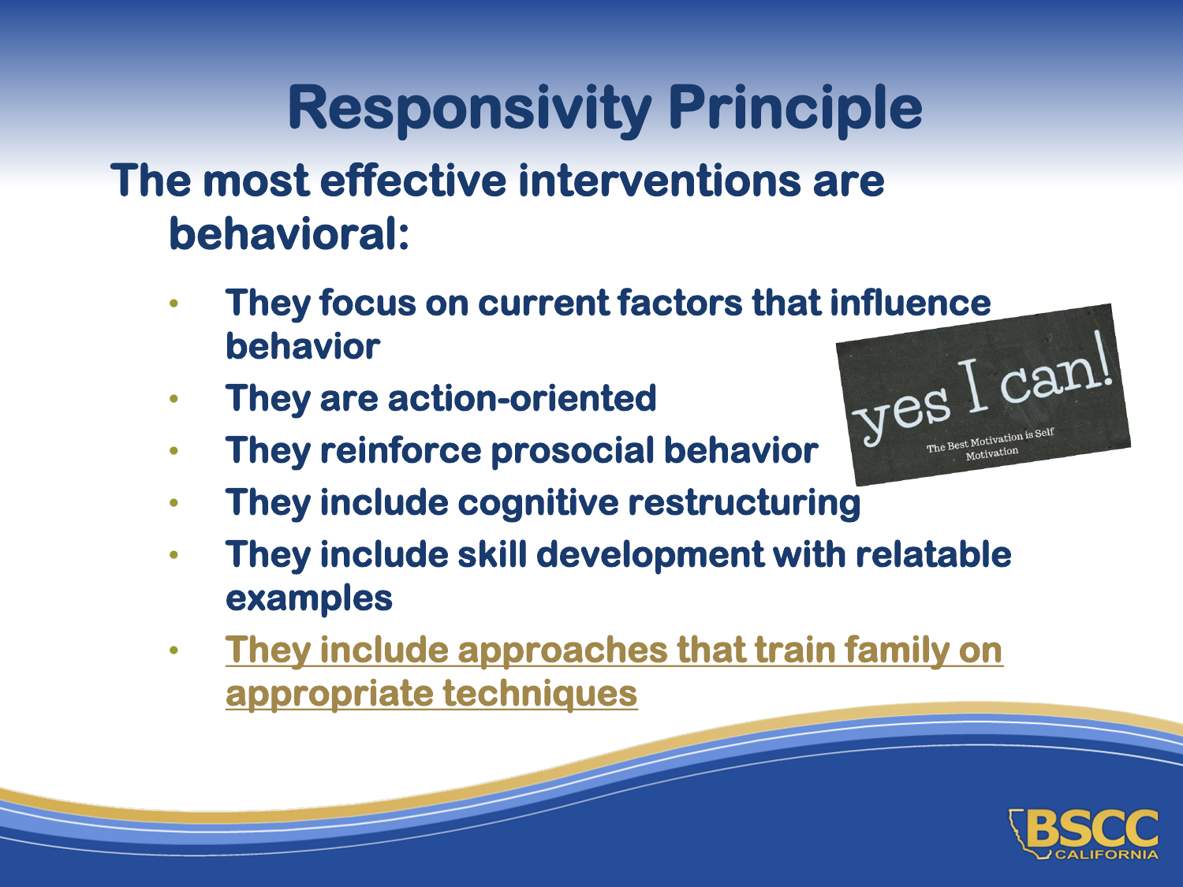# Responsivity Principle

**The most effective interventions are behavioral:**

- They focus on current factors that influence behavior
- They are action-oriented
- They reinforce prosocial behavior
- They include cognitive restructuring
- They include skill development with relatable examples
- They include approaches that train family on appropriate techniques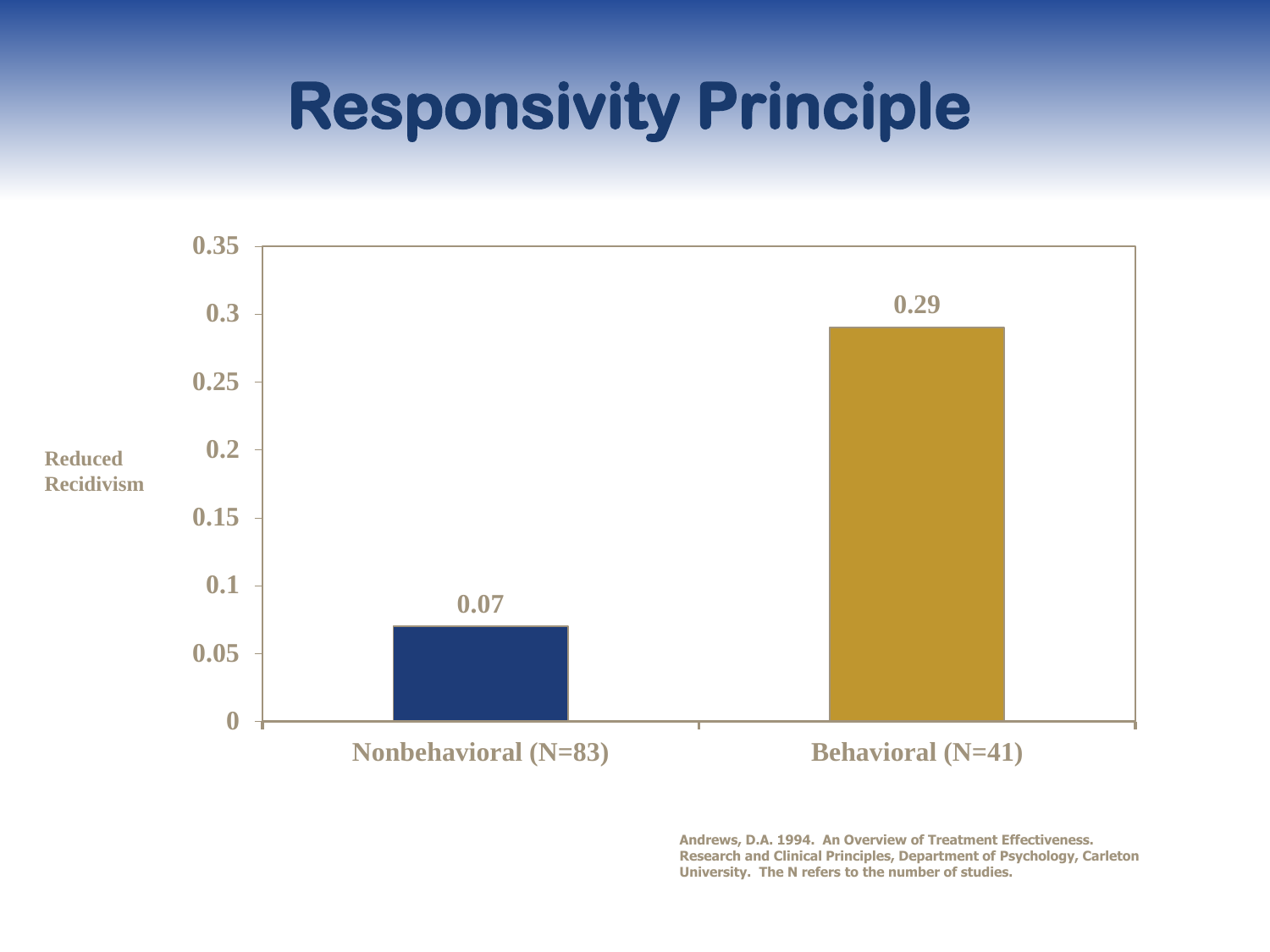# Responsivity Principle

| | Reduced Recidivism |
|---|---|
| Nonbehavioral (N=83) | 0.07 |
| Behavioral (N=41) | 0.29 |

Andrews, D.A. 1994. An Overview of Treatment Effectiveness. Research and Clinical Principles, Department of Psychology, Carleton University. The N refers to the number of studies.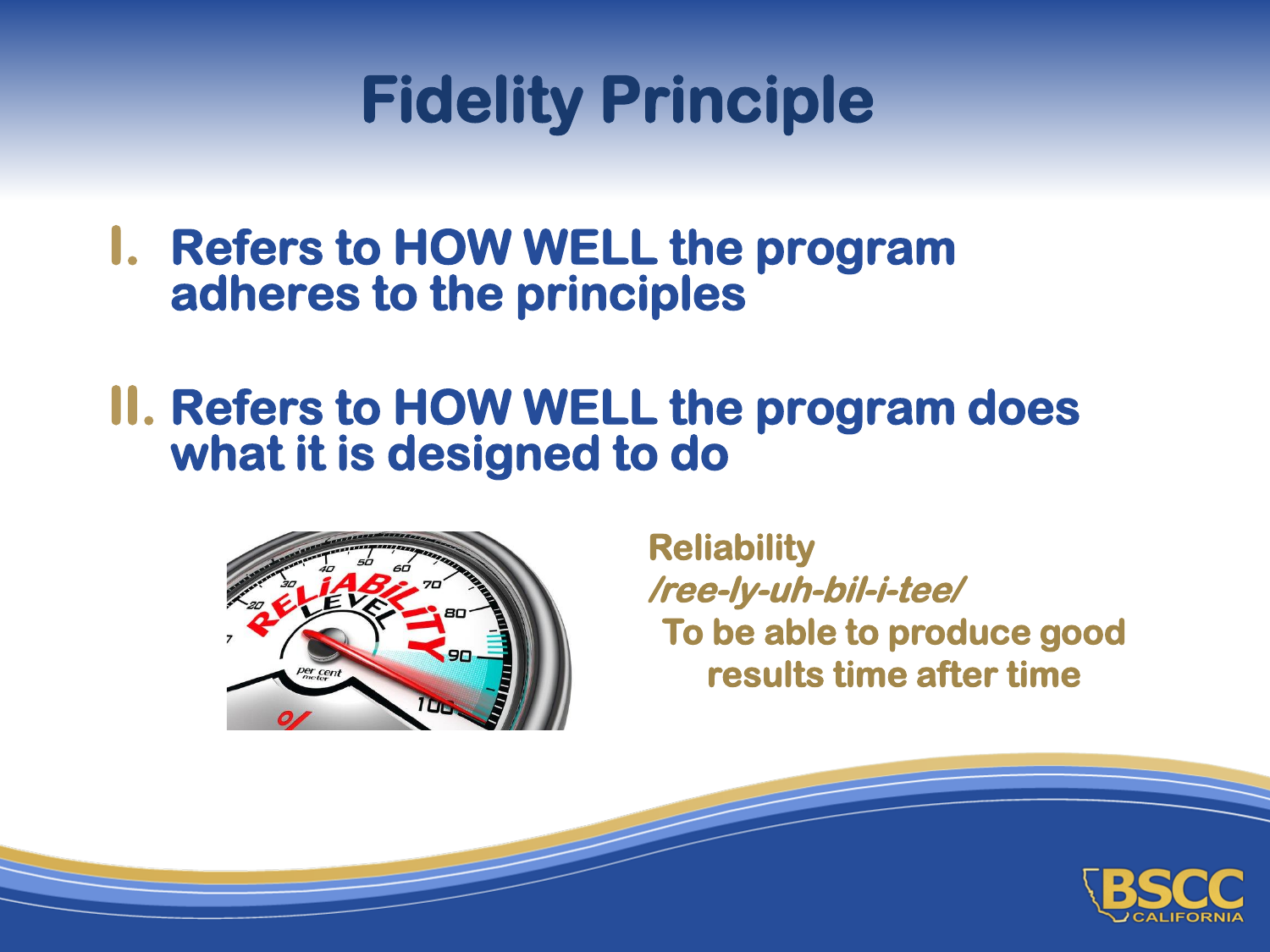# Fidelity Principle

I. **Refers to HOW WELL the program adheres to the principles**

II. **Refers to HOW WELL the program does what it is designed to do**

**Reliability**
***/ree-ly-uh-bil-i-tee/***
**To be able to produce good results time after time**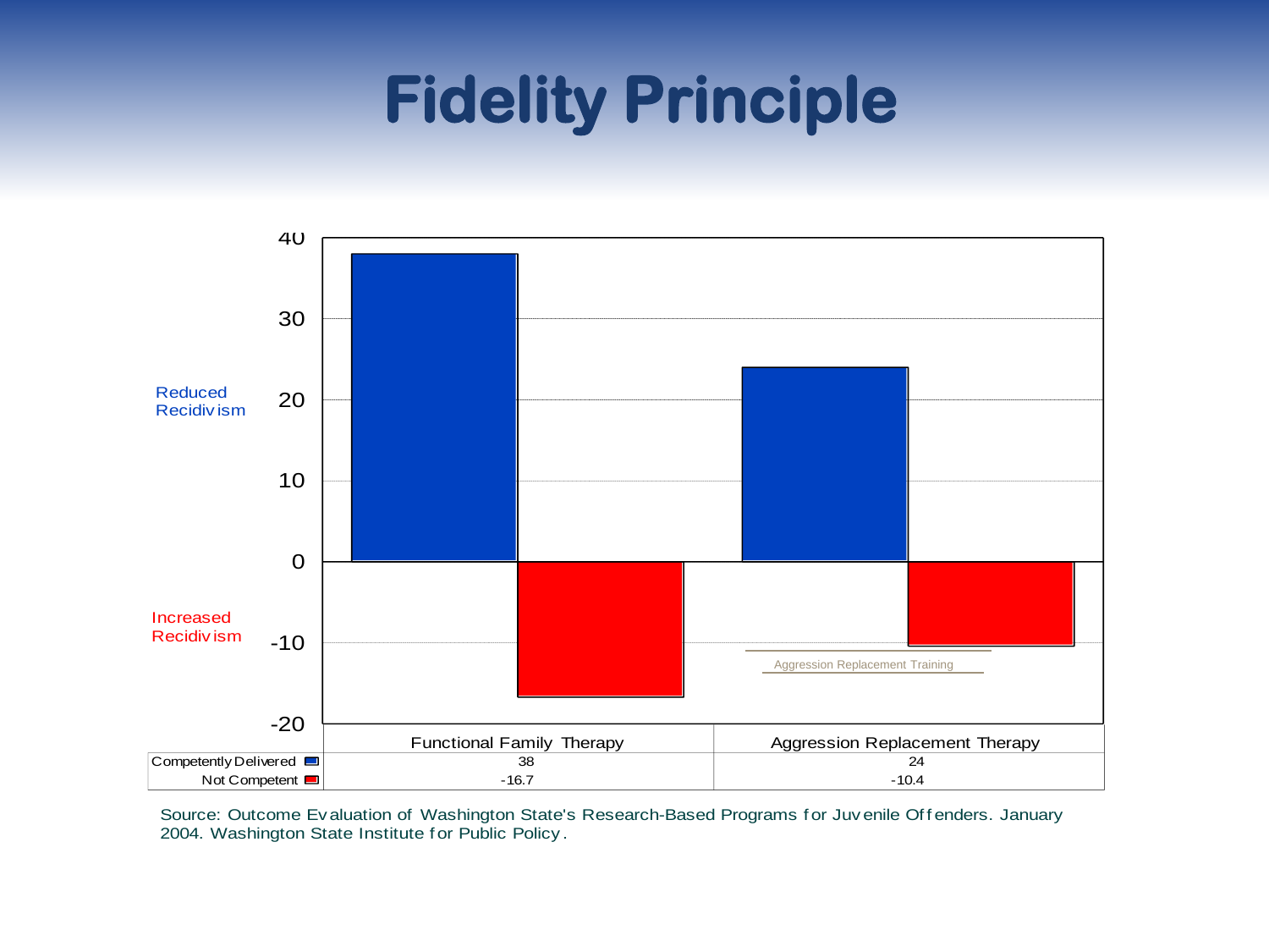# Fidelity Principle

| | Functional Family Therapy | Aggression Replacement Therapy |
|---|---|---|
| Competently Delivered | 38 | 24 |
| Not Competent | -16.7 | -10.4 |

Reduced Recidivism

Increased Recidivism

Aggression Replacement Training

Source: Outcome Evaluation of Washington State's Research-Based Programs for Juvenile Offenders. January 2004. Washington State Institute for Public Policy.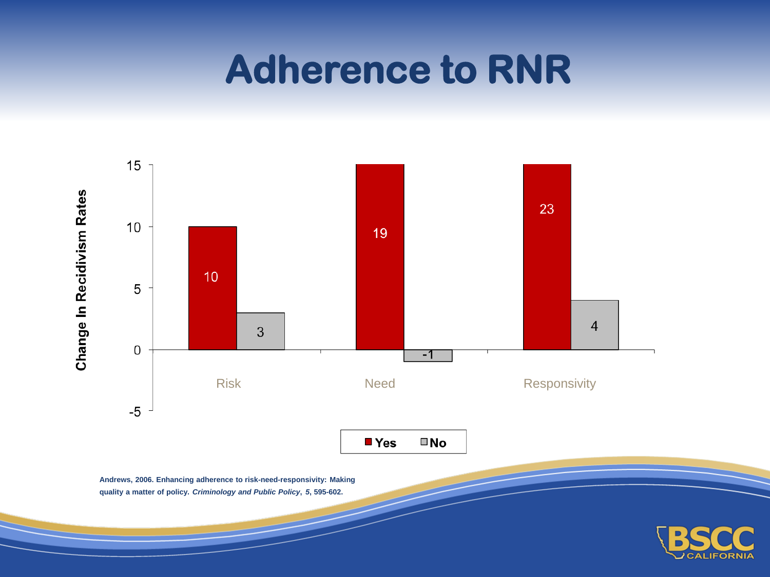# Adherence to RNR

| | Yes | No |
|---|---|---|
| Risk | 10 | 3 |
| Need | 19 | -1 |
| Responsivity | 23 | 4 |

Change In Recidivism Rates

Andrews, 2006. Enhancing adherence to risk-need-responsivity: Making quality a matter of policy. *Criminology and Public Policy*, *5*, 595-602.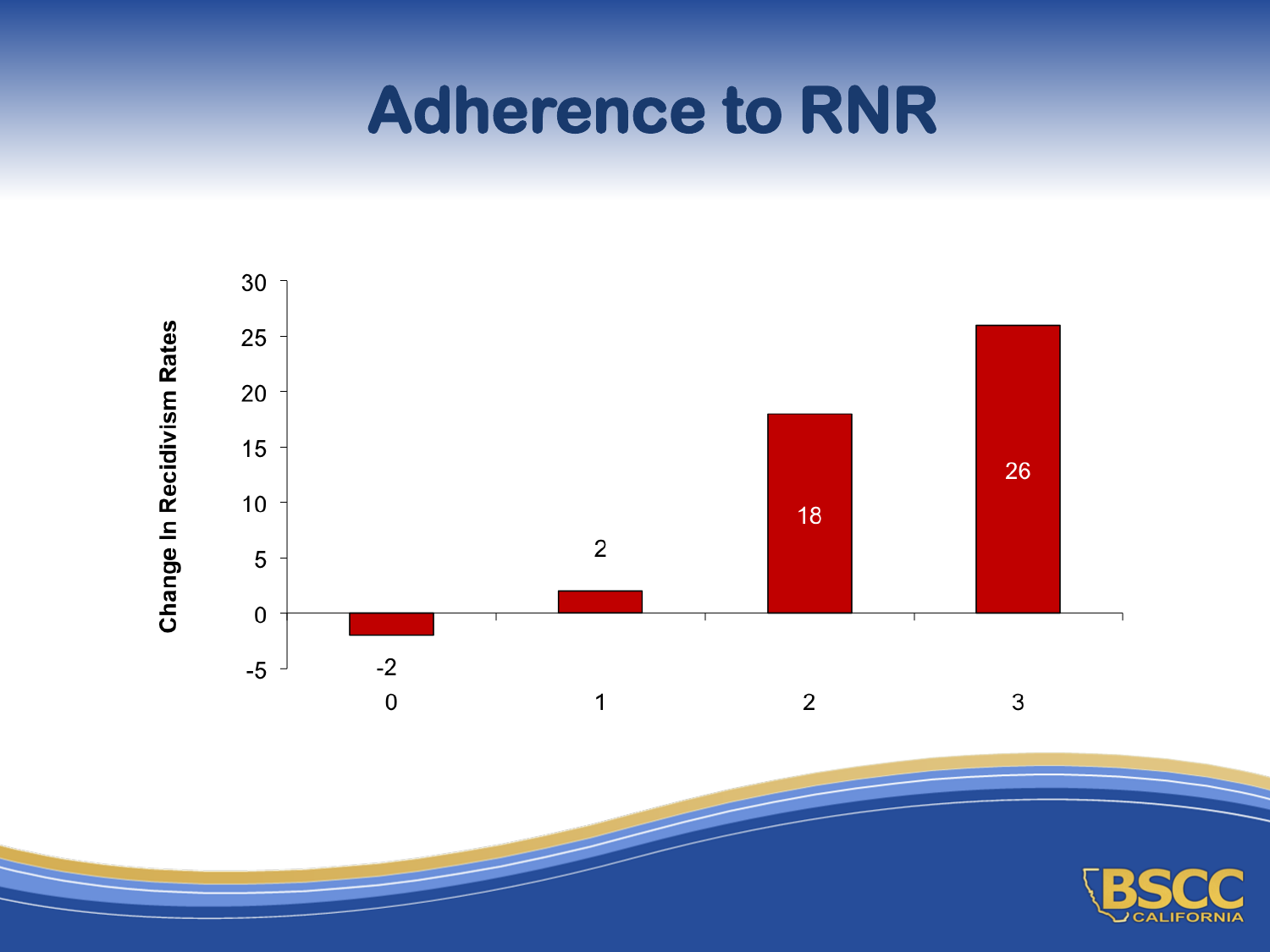# Adherence to RNR

| Adherence to RNR | Change In Recidivism Rates |
|---|---|
| 0 | -2 |
| 1 | 2 |
| 2 | 18 |
| 3 | 26 |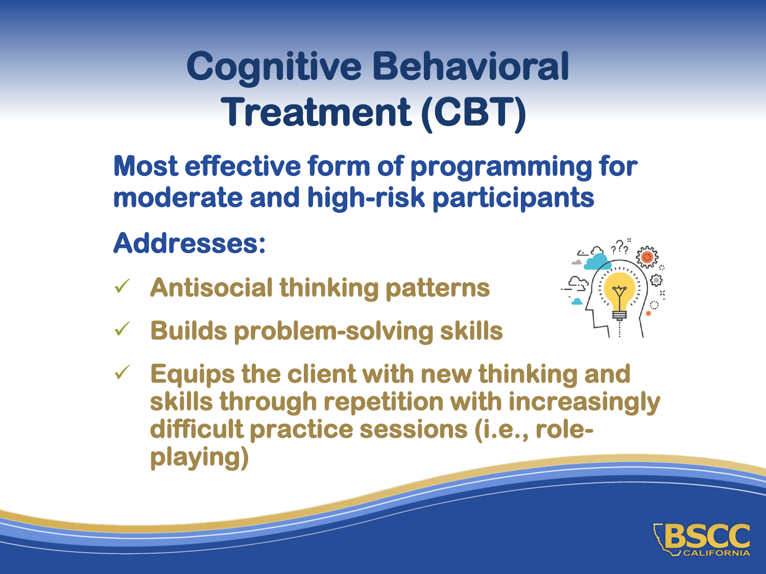# Cognitive Behavioral Treatment (CBT)

**Most effective form of programming for moderate and high-risk participants**

**Addresses:**

- ✓ **Antisocial thinking patterns**
- ✓ **Builds problem-solving skills**
- ✓ **Equips the client with new thinking and skills through repetition with increasingly difficult practice sessions (i.e., role-playing)**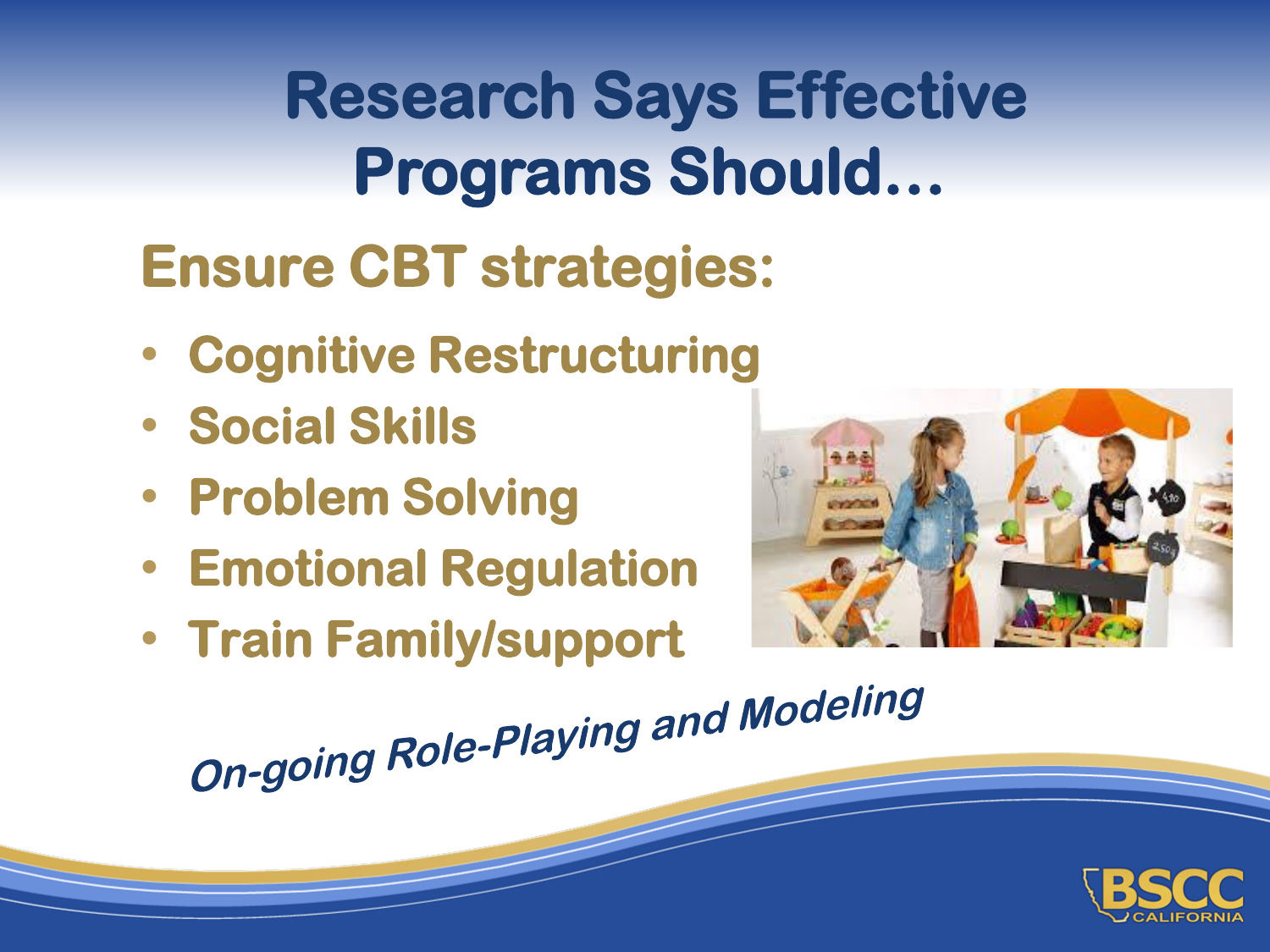# Research Says Effective Programs Should…

## Ensure CBT strategies:

- Cognitive Restructuring
- Social Skills
- Problem Solving
- Emotional Regulation
- Train Family/support

*On-going Role-Playing and Modeling*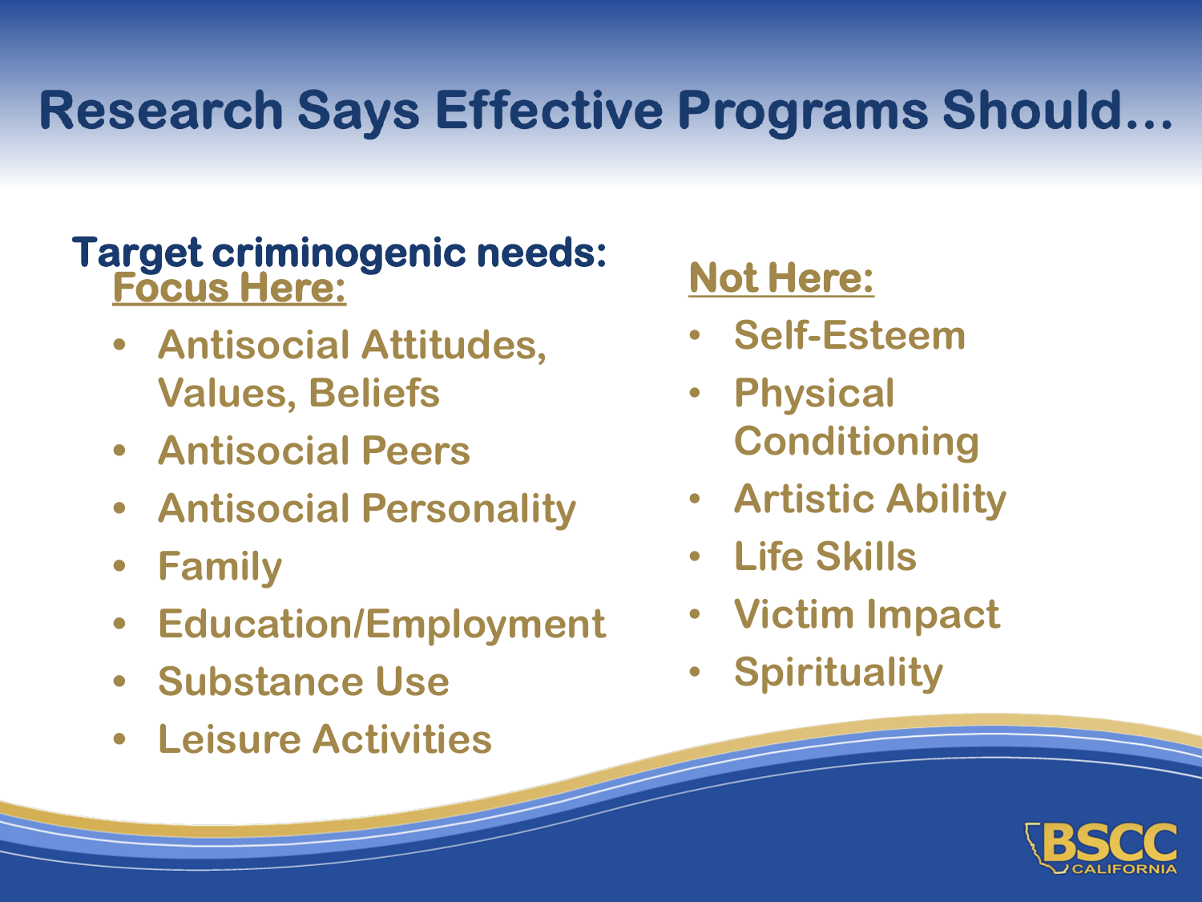# Research Says Effective Programs Should…

**Target criminogenic needs:**

**Focus Here:**

- Antisocial Attitudes, Values, Beliefs
- Antisocial Peers
- Antisocial Personality
- Family
- Education/Employment
- Substance Use
- Leisure Activities

**Not Here:**

- Self-Esteem
- Physical Conditioning
- Artistic Ability
- Life Skills
- Victim Impact
- Spirituality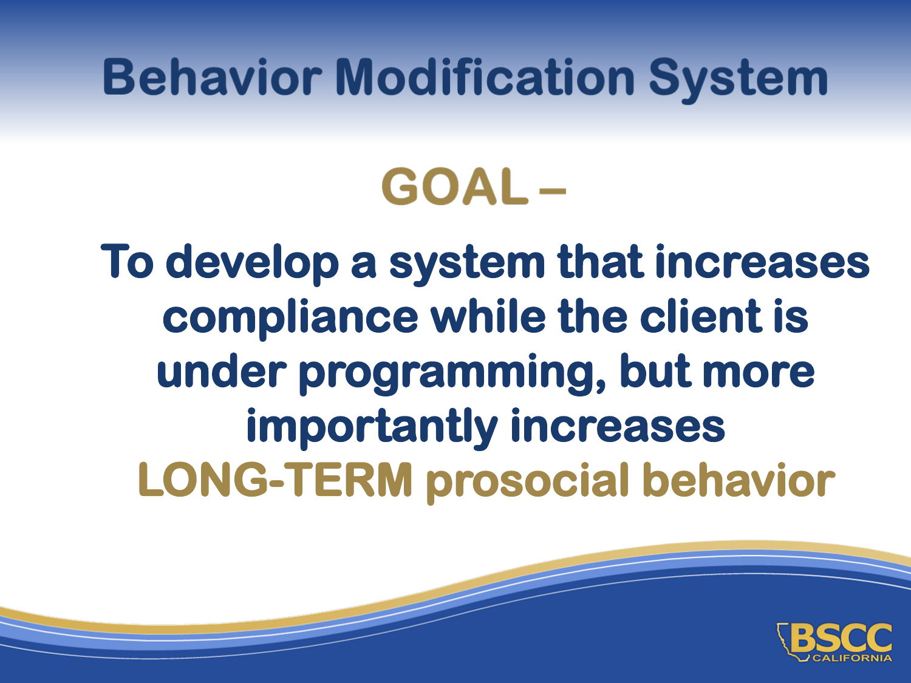# Behavior Modification System

## GOAL –

**To develop a system that increases compliance while the client is under programming, but more importantly increases LONG-TERM prosocial behavior**